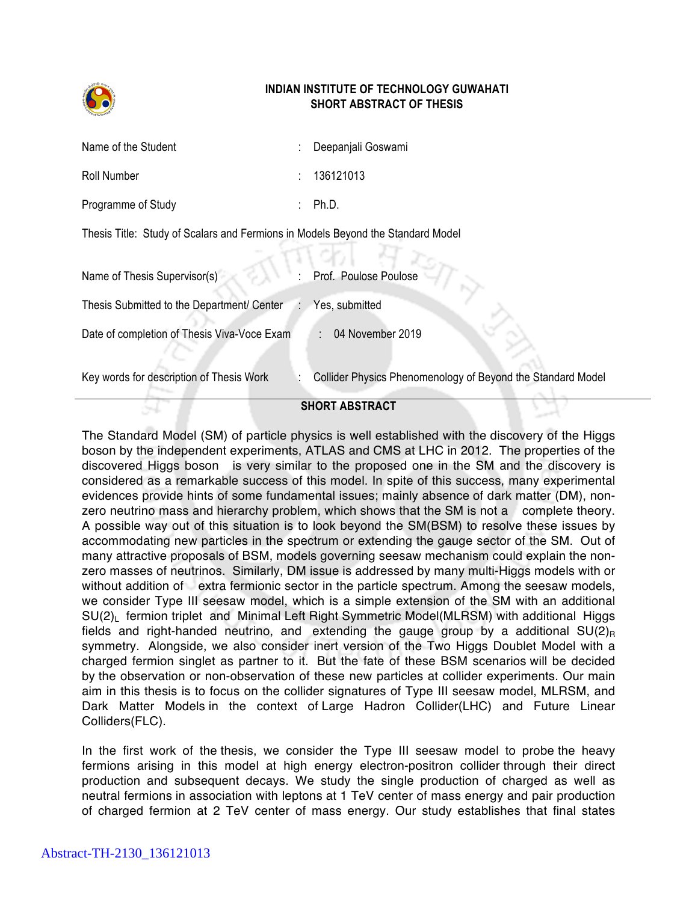# INDIAN INSTITUTE OF TECHNOLOGY GUWAHATI
## SHORT ABSTRACT OF THESIS

| | | |
|---|---|---|
| Name of the Student | : | Deepanjali Goswami |
| Roll Number | : | 136121013 |
| Programme of Study | : | Ph.D. |

Thesis Title: Study of Scalars and Fermions in Models Beyond the Standard Model

| | | |
|---|---|---|
| Name of Thesis Supervisor(s) | : | Prof. Poulose Poulose |
| Thesis Submitted to the Department/ Center | : | Yes, submitted |
| Date of completion of Thesis Viva-Voce Exam | : | 04 November 2019 |
| Key words for description of Thesis Work | : | Collider Physics Phenomenology of Beyond the Standard Model |

## SHORT ABSTRACT

The Standard Model (SM) of particle physics is well established with the discovery of the Higgs boson by the independent experiments, ATLAS and CMS at LHC in 2012. The properties of the discovered Higgs boson is very similar to the proposed one in the SM and the discovery is considered as a remarkable success of this model. In spite of this success, many experimental evidences provide hints of some fundamental issues; mainly absence of dark matter (DM), non-zero neutrino mass and hierarchy problem, which shows that the SM is not a complete theory. A possible way out of this situation is to look beyond the SM(BSM) to resolve these issues by accommodating new particles in the spectrum or extending the gauge sector of the SM. Out of many attractive proposals of BSM, models governing seesaw mechanism could explain the non-zero masses of neutrinos. Similarly, DM issue is addressed by many multi-Higgs models with or without addition of extra fermionic sector in the particle spectrum. Among the seesaw models, we consider Type III seesaw model, which is a simple extension of the SM with an additional $SU(2)_L$ fermion triplet and Minimal Left Right Symmetric Model(MLRSM) with additional Higgs fields and right-handed neutrino, and extending the gauge group by a additional $SU(2)_R$ symmetry. Alongside, we also consider inert version of the Two Higgs Doublet Model with a charged fermion singlet as partner to it. But the fate of these BSM scenarios will be decided by the observation or non-observation of these new particles at collider experiments. Our main aim in this thesis is to focus on the collider signatures of Type III seesaw model, MLRSM, and Dark Matter Models in the context of Large Hadron Collider(LHC) and Future Linear Colliders(FLC).

In the first work of the thesis, we consider the Type III seesaw model to probe the heavy fermions arising in this model at high energy electron-positron collider through their direct production and subsequent decays. We study the single production of charged as well as neutral fermions in association with leptons at 1 TeV center of mass energy and pair production of charged fermion at 2 TeV center of mass energy. Our study establishes that final states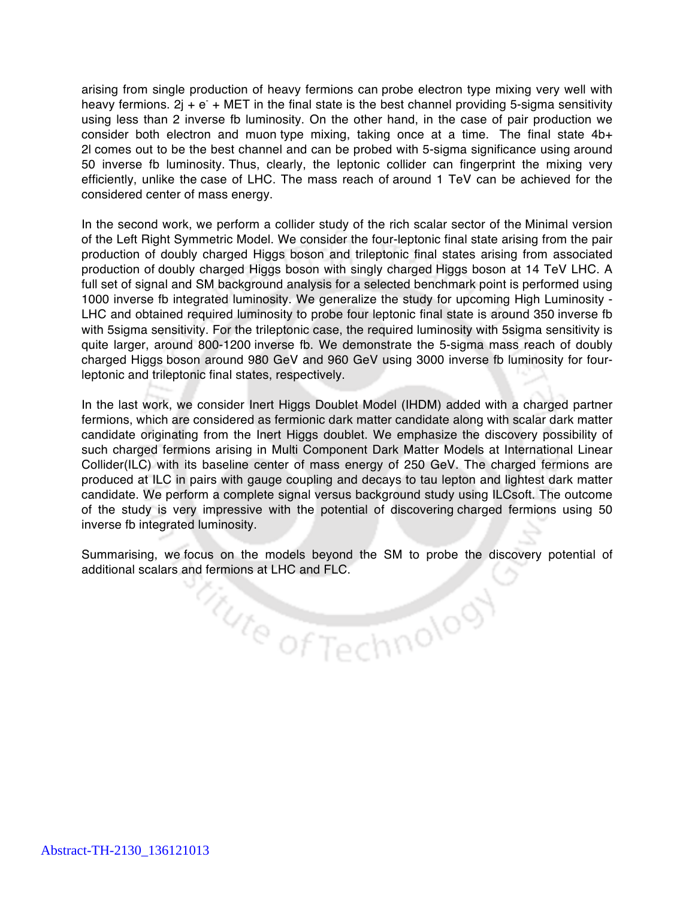arising from single production of heavy fermions can probe electron type mixing very well with heavy fermions. 2j + $e^-$ + MET in the final state is the best channel providing 5-sigma sensitivity using less than 2 inverse fb luminosity. On the other hand, in the case of pair production we consider both electron and muon type mixing, taking once at a time. The final state 4b+ 2l comes out to be the best channel and can be probed with 5-sigma significance using around 50 inverse fb luminosity. Thus, clearly, the leptonic collider can fingerprint the mixing very efficiently, unlike the case of LHC. The mass reach of around 1 TeV can be achieved for the considered center of mass energy.

In the second work, we perform a collider study of the rich scalar sector of the Minimal version of the Left Right Symmetric Model. We consider the four-leptonic final state arising from the pair production of doubly charged Higgs boson and trileptonic final states arising from associated production of doubly charged Higgs boson with singly charged Higgs boson at 14 TeV LHC. A full set of signal and SM background analysis for a selected benchmark point is performed using 1000 inverse fb integrated luminosity. We generalize the study for upcoming High Luminosity - LHC and obtained required luminosity to probe four leptonic final state is around 350 inverse fb with 5sigma sensitivity. For the trileptonic case, the required luminosity with 5sigma sensitivity is quite larger, around 800-1200 inverse fb. We demonstrate the 5-sigma mass reach of doubly charged Higgs boson around 980 GeV and 960 GeV using 3000 inverse fb luminosity for four-leptonic and trileptonic final states, respectively.

In the last work, we consider Inert Higgs Doublet Model (IHDM) added with a charged partner fermions, which are considered as fermionic dark matter candidate along with scalar dark matter candidate originating from the Inert Higgs doublet. We emphasize the discovery possibility of such charged fermions arising in Multi Component Dark Matter Models at International Linear Collider(ILC) with its baseline center of mass energy of 250 GeV. The charged fermions are produced at ILC in pairs with gauge coupling and decays to tau lepton and lightest dark matter candidate. We perform a complete signal versus background study using ILCsoft. The outcome of the study is very impressive with the potential of discovering charged fermions using 50 inverse fb integrated luminosity.

Summarising, we focus on the models beyond the SM to probe the discovery potential of additional scalars and fermions at LHC and FLC.

Abstract-TH-2130_136121013